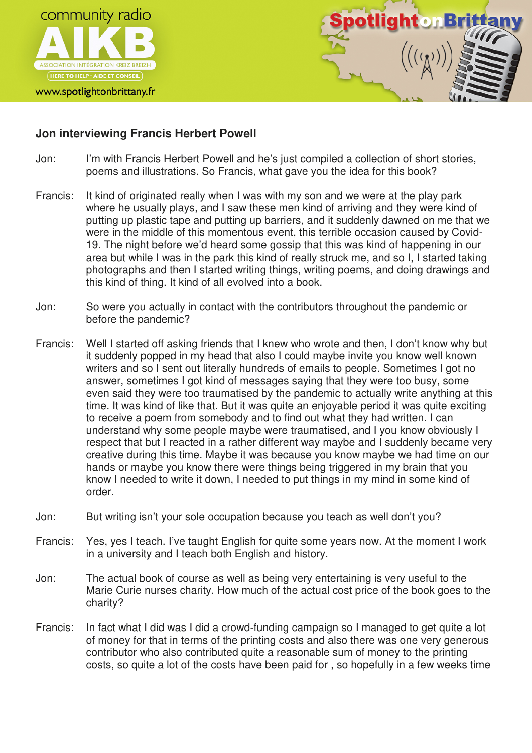## Jon interviewing Francis Herbert Powell

Jon: I'm with Francis Herbert Powell and he's just compiled a collection of short stories, poems and illustrations. So Francis, what gave you the idea for this book?

Francis: It kind of originated really when I was with my son and we were at the play park where he usually plays, and I saw these men kind of arriving and they were kind of putting up plastic tape and putting up barriers, and it suddenly dawned on me that we were in the middle of this momentous event, this terrible occasion caused by Covid-19. The night before we'd heard some gossip that this was kind of happening in our area but while I was in the park this kind of really struck me, and so I, I started taking photographs and then I started writing things, writing poems, and doing drawings and this kind of thing. It kind of all evolved into a book.

Jon: So were you actually in contact with the contributors throughout the pandemic or before the pandemic?

Francis: Well I started off asking friends that I knew who wrote and then, I don't know why but it suddenly popped in my head that also I could maybe invite you know well known writers and so I sent out literally hundreds of emails to people. Sometimes I got no answer, sometimes I got kind of messages saying that they were too busy, some even said they were too traumatised by the pandemic to actually write anything at this time. It was kind of like that. But it was quite an enjoyable period it was quite exciting to receive a poem from somebody and to find out what they had written. I can understand why some people maybe were traumatised, and I you know obviously I respect that but I reacted in a rather different way maybe and I suddenly became very creative during this time. Maybe it was because you know maybe we had time on our hands or maybe you know there were things being triggered in my brain that you know I needed to write it down, I needed to put things in my mind in some kind of order.

Jon: But writing isn't your sole occupation because you teach as well don't you?

Francis: Yes, yes I teach. I've taught English for quite some years now. At the moment I work in a university and I teach both English and history.

Jon: The actual book of course as well as being very entertaining is very useful to the Marie Curie nurses charity. How much of the actual cost price of the book goes to the charity?

Francis: In fact what I did was I did a crowd-funding campaign so I managed to get quite a lot of money for that in terms of the printing costs and also there was one very generous contributor who also contributed quite a reasonable sum of money to the printing costs, so quite a lot of the costs have been paid for , so hopefully in a few weeks time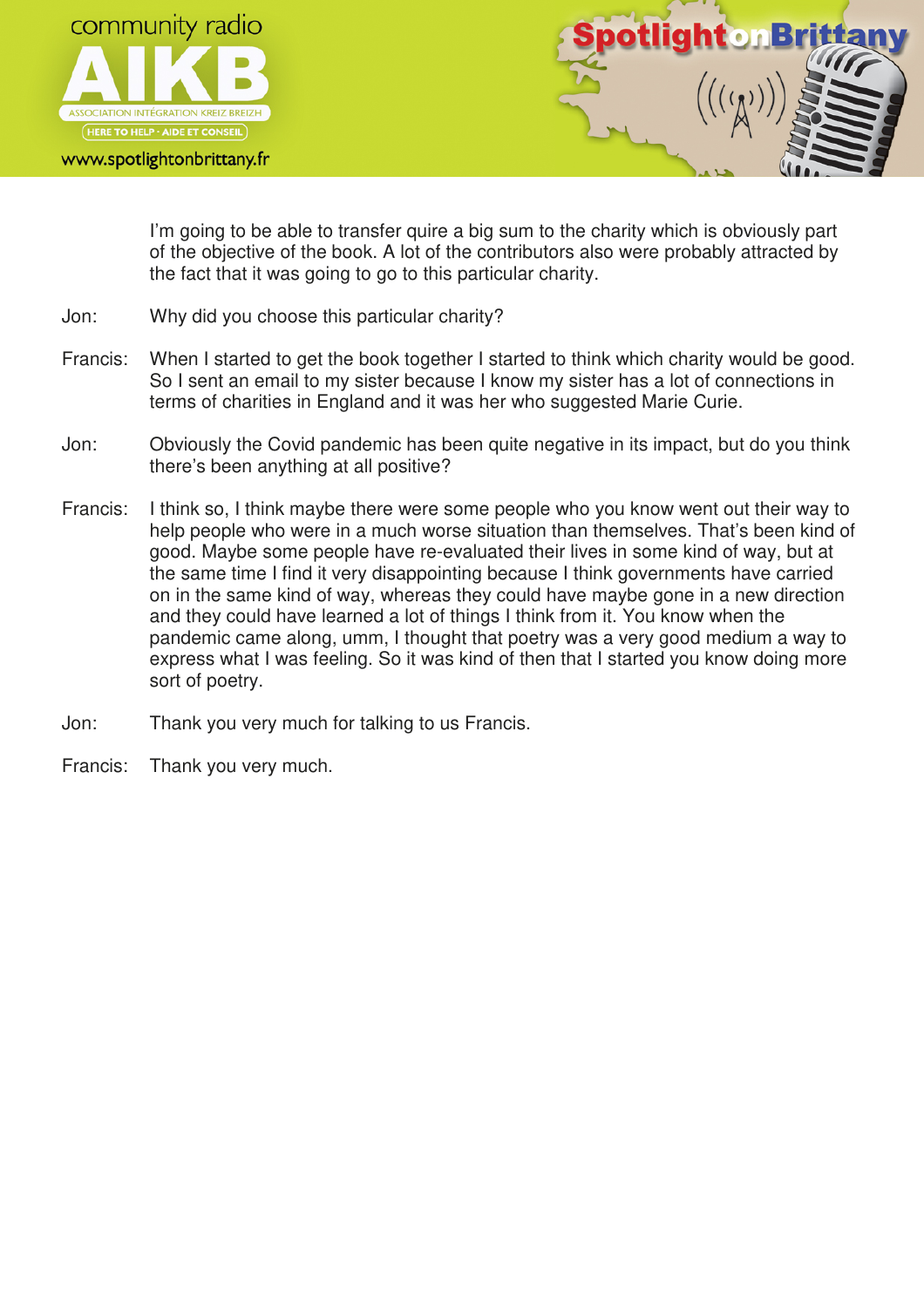I'm going to be able to transfer quire a big sum to the charity which is obviously part of the objective of the book. A lot of the contributors also were probably attracted by the fact that it was going to go to this particular charity.

Jon: Why did you choose this particular charity?

Francis: When I started to get the book together I started to think which charity would be good. So I sent an email to my sister because I know my sister has a lot of connections in terms of charities in England and it was her who suggested Marie Curie.

Jon: Obviously the Covid pandemic has been quite negative in its impact, but do you think there's been anything at all positive?

Francis: I think so, I think maybe there were some people who you know went out their way to help people who were in a much worse situation than themselves. That's been kind of good. Maybe some people have re-evaluated their lives in some kind of way, but at the same time I find it very disappointing because I think governments have carried on in the same kind of way, whereas they could have maybe gone in a new direction and they could have learned a lot of things I think from it. You know when the pandemic came along, umm, I thought that poetry was a very good medium a way to express what I was feeling. So it was kind of then that I started you know doing more sort of poetry.

Jon: Thank you very much for talking to us Francis.

Francis: Thank you very much.